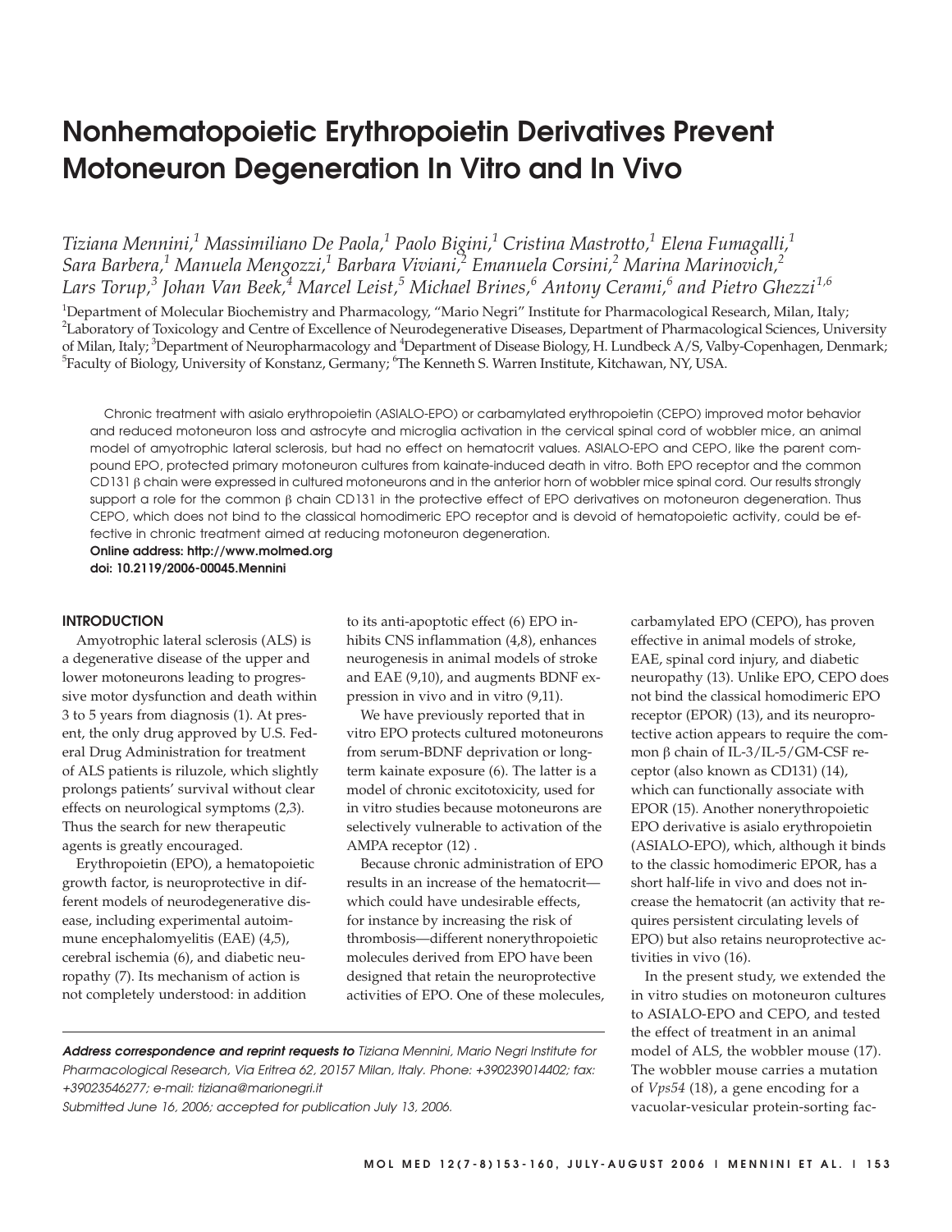# Nonhematopoietic Erythropoietin Derivatives Prevent Motoneuron Degeneration In Vitro and In Vivo

*Tiziana Mennini,[1] Massimiliano De Paola,[1] Paolo Bigini,[1] Cristina Mastrotto,[1] Elena Fumagalli,[1] Sara Barbera,[1] Manuela Mengozzi,[1] Barbara Viviani,[2] Emanuela Corsini,[2] Marina Marinovich,[2] Lars Torup,[3] Johan Van Beek,[4] Marcel Leist,[5] Michael Brines,[6] Antony Cerami,[6] and Pietro Ghezzi[1,6]*

[1]Department of Molecular Biochemistry and Pharmacology, "Mario Negri" Institute for Pharmacological Research, Milan, Italy; [2]Laboratory of Toxicology and Centre of Excellence of Neurodegenerative Diseases, Department of Pharmacological Sciences, University of Milan, Italy; [3]Department of Neuropharmacology and [4]Department of Disease Biology, H. Lundbeck A/S, Valby-Copenhagen, Denmark; [5]Faculty of Biology, University of Konstanz, Germany; [6]The Kenneth S. Warren Institute, Kitchawan, NY, USA.

Chronic treatment with asialo erythropoietin (ASIALO-EPO) or carbamylated erythropoietin (CEPO) improved motor behavior and reduced motoneuron loss and astrocyte and microglia activation in the cervical spinal cord of wobbler mice, an animal model of amyotrophic lateral sclerosis, but had no effect on hematocrit values. ASIALO-EPO and CEPO, like the parent compound EPO, protected primary motoneuron cultures from kainate-induced death in vitro. Both EPO receptor and the common CD131 β chain were expressed in cultured motoneurons and in the anterior horn of wobbler mice spinal cord. Our results strongly support a role for the common β chain CD131 in the protective effect of EPO derivatives on motoneuron degeneration. Thus CEPO, which does not bind to the classical homodimeric EPO receptor and is devoid of hematopoietic activity, could be effective in chronic treatment aimed at reducing motoneuron degeneration.

**Online address: http://www.molmed.org**
**doi: 10.2119/2006-00045.Mennini**

## INTRODUCTION

Amyotrophic lateral sclerosis (ALS) is a degenerative disease of the upper and lower motoneurons leading to progressive motor dysfunction and death within 3 to 5 years from diagnosis (1). At present, the only drug approved by U.S. Federal Drug Administration for treatment of ALS patients is riluzole, which slightly prolongs patients' survival without clear effects on neurological symptoms (2,3). Thus the search for new therapeutic agents is greatly encouraged.

Erythropoietin (EPO), a hematopoietic growth factor, is neuroprotective in different models of neurodegenerative disease, including experimental autoimmune encephalomyelitis (EAE) (4,5), cerebral ischemia (6), and diabetic neuropathy (7). Its mechanism of action is not completely understood: in addition to its anti-apoptotic effect (6) EPO inhibits CNS inflammation (4,8), enhances neurogenesis in animal models of stroke and EAE (9,10), and augments BDNF expression in vivo and in vitro (9,11).

We have previously reported that in vitro EPO protects cultured motoneurons from serum-BDNF deprivation or long-term kainate exposure (6). The latter is a model of chronic excitotoxicity, used for in vitro studies because motoneurons are selectively vulnerable to activation of the AMPA receptor (12) .

Because chronic administration of EPO results in an increase of the hematocrit—which could have undesirable effects, for instance by increasing the risk of thrombosis—different nonerythropoietic molecules derived from EPO have been designed that retain the neuroprotective activities of EPO. One of these molecules, carbamylated EPO (CEPO), has proven effective in animal models of stroke, EAE, spinal cord injury, and diabetic neuropathy (13). Unlike EPO, CEPO does not bind the classical homodimeric EPO receptor (EPOR) (13), and its neuroprotective action appears to require the common β chain of IL-3/IL-5/GM-CSF receptor (also known as CD131) (14), which can functionally associate with EPOR (15). Another nonerythropoietic EPO derivative is asialo erythropoietin (ASIALO-EPO), which, although it binds to the classic homodimeric EPOR, has a short half-life in vivo and does not increase the hematocrit (an activity that requires persistent circulating levels of EPO) but also retains neuroprotective activities in vivo (16).

In the present study, we extended the in vitro studies on motoneuron cultures to ASIALO-EPO and CEPO, and tested the effect of treatment in an animal model of ALS, the wobbler mouse (17). The wobbler mouse carries a mutation of *Vps54* (18), a gene encoding for a vacuolar-vesicular protein-sorting fac-

***Address correspondence and reprint requests to*** *Tiziana Mennini, Mario Negri Institute for Pharmacological Research, Via Eritrea 62, 20157 Milan, Italy. Phone: +390239014402; fax: +39023546277; e-mail: tiziana@marionegri.it*
*Submitted June 16, 2006; accepted for publication July 13, 2006.*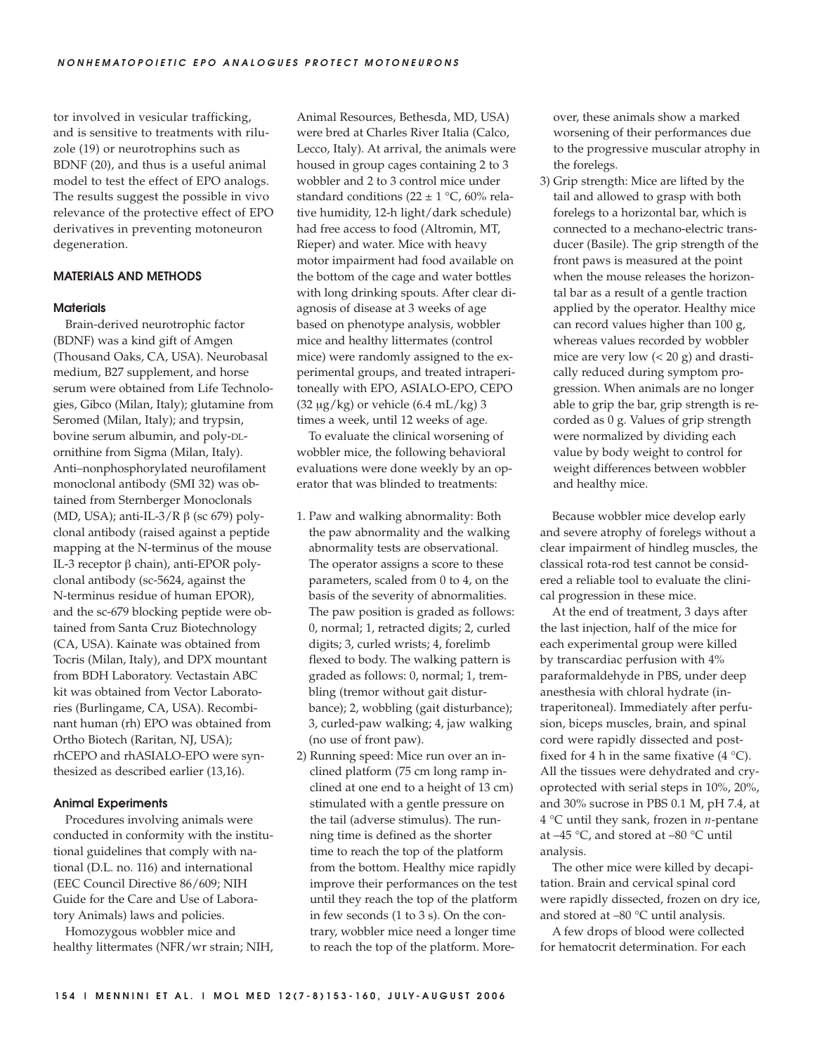tor involved in vesicular trafficking, and is sensitive to treatments with riluzole (19) or neurotrophins such as BDNF (20), and thus is a useful animal model to test the effect of EPO analogs. The results suggest the possible in vivo relevance of the protective effect of EPO derivatives in preventing motoneuron degeneration.

## MATERIALS AND METHODS

### Materials

Brain-derived neurotrophic factor (BDNF) was a kind gift of Amgen (Thousand Oaks, CA, USA). Neurobasal medium, B27 supplement, and horse serum were obtained from Life Technologies, Gibco (Milan, Italy); glutamine from Seromed (Milan, Italy); and trypsin, bovine serum albumin, and poly-DL-ornithine from Sigma (Milan, Italy). Anti–nonphosphorylated neurofilament monoclonal antibody (SMI 32) was obtained from Sternberger Monoclonals (MD, USA); anti-IL-3/R β (sc 679) polyclonal antibody (raised against a peptide mapping at the N-terminus of the mouse IL-3 receptor β chain), anti-EPOR polyclonal antibody (sc-5624, against the N-terminus residue of human EPOR), and the sc-679 blocking peptide were obtained from Santa Cruz Biotechnology (CA, USA). Kainate was obtained from Tocris (Milan, Italy), and DPX mountant from BDH Laboratory. Vectastain ABC kit was obtained from Vector Laboratories (Burlingame, CA, USA). Recombinant human (rh) EPO was obtained from Ortho Biotech (Raritan, NJ, USA); rhCEPO and rhASIALO-EPO were synthesized as described earlier (13,16).

### Animal Experiments

Procedures involving animals were conducted in conformity with the institutional guidelines that comply with national (D.L. no. 116) and international (EEC Council Directive 86/609; NIH Guide for the Care and Use of Laboratory Animals) laws and policies.

Homozygous wobbler mice and healthy littermates (NFR/wr strain; NIH, Animal Resources, Bethesda, MD, USA) were bred at Charles River Italia (Calco, Lecco, Italy). At arrival, the animals were housed in group cages containing 2 to 3 wobbler and 2 to 3 control mice under standard conditions (22 ± 1 °C, 60% relative humidity, 12-h light/dark schedule) had free access to food (Altromin, MT, Rieper) and water. Mice with heavy motor impairment had food available on the bottom of the cage and water bottles with long drinking spouts. After clear diagnosis of disease at 3 weeks of age based on phenotype analysis, wobbler mice and healthy littermates (control mice) were randomly assigned to the experimental groups, and treated intraperitoneally with EPO, ASIALO-EPO, CEPO (32 μg/kg) or vehicle (6.4 mL/kg) 3 times a week, until 12 weeks of age.

To evaluate the clinical worsening of wobbler mice, the following behavioral evaluations were done weekly by an operator that was blinded to treatments:

1. Paw and walking abnormality: Both the paw abnormality and the walking abnormality tests are observational. The operator assigns a score to these parameters, scaled from 0 to 4, on the basis of the severity of abnormalities. The paw position is graded as follows: 0, normal; 1, retracted digits; 2, curled digits; 3, curled wrists; 4, forelimb flexed to body. The walking pattern is graded as follows: 0, normal; 1, trembling (tremor without gait disturbance); 2, wobbling (gait disturbance); 3, curled-paw walking; 4, jaw walking (no use of front paw).
2) Running speed: Mice run over an inclined platform (75 cm long ramp inclined at one end to a height of 13 cm) stimulated with a gentle pressure on the tail (adverse stimulus). The running time is defined as the shorter time to reach the top of the platform from the bottom. Healthy mice rapidly improve their performances on the test until they reach the top of the platform in few seconds (1 to 3 s). On the contrary, wobbler mice need a longer time to reach the top of the platform. Moreover, these animals show a marked worsening of their performances due to the progressive muscular atrophy in the forelegs.
3) Grip strength: Mice are lifted by the tail and allowed to grasp with both forelegs to a horizontal bar, which is connected to a mechano-electric transducer (Basile). The grip strength of the front paws is measured at the point when the mouse releases the horizontal bar as a result of a gentle traction applied by the operator. Healthy mice can record values higher than 100 g, whereas values recorded by wobbler mice are very low (< 20 g) and drastically reduced during symptom progression. When animals are no longer able to grip the bar, grip strength is recorded as 0 g. Values of grip strength were normalized by dividing each value by body weight to control for weight differences between wobbler and healthy mice.

Because wobbler mice develop early and severe atrophy of forelegs without a clear impairment of hindleg muscles, the classical rota-rod test cannot be considered a reliable tool to evaluate the clinical progression in these mice.

At the end of treatment, 3 days after the last injection, half of the mice for each experimental group were killed by transcardiac perfusion with 4% paraformaldehyde in PBS, under deep anesthesia with chloral hydrate (intraperitoneal). Immediately after perfusion, biceps muscles, brain, and spinal cord were rapidly dissected and postfixed for 4 h in the same fixative (4 °C). All the tissues were dehydrated and cryoprotected with serial steps in 10%, 20%, and 30% sucrose in PBS 0.1 M, pH 7.4, at 4 °C until they sank, frozen in *n*-pentane at –45 °C, and stored at –80 °C until analysis.

The other mice were killed by decapitation. Brain and cervical spinal cord were rapidly dissected, frozen on dry ice, and stored at –80 °C until analysis.

A few drops of blood were collected for hematocrit determination. For each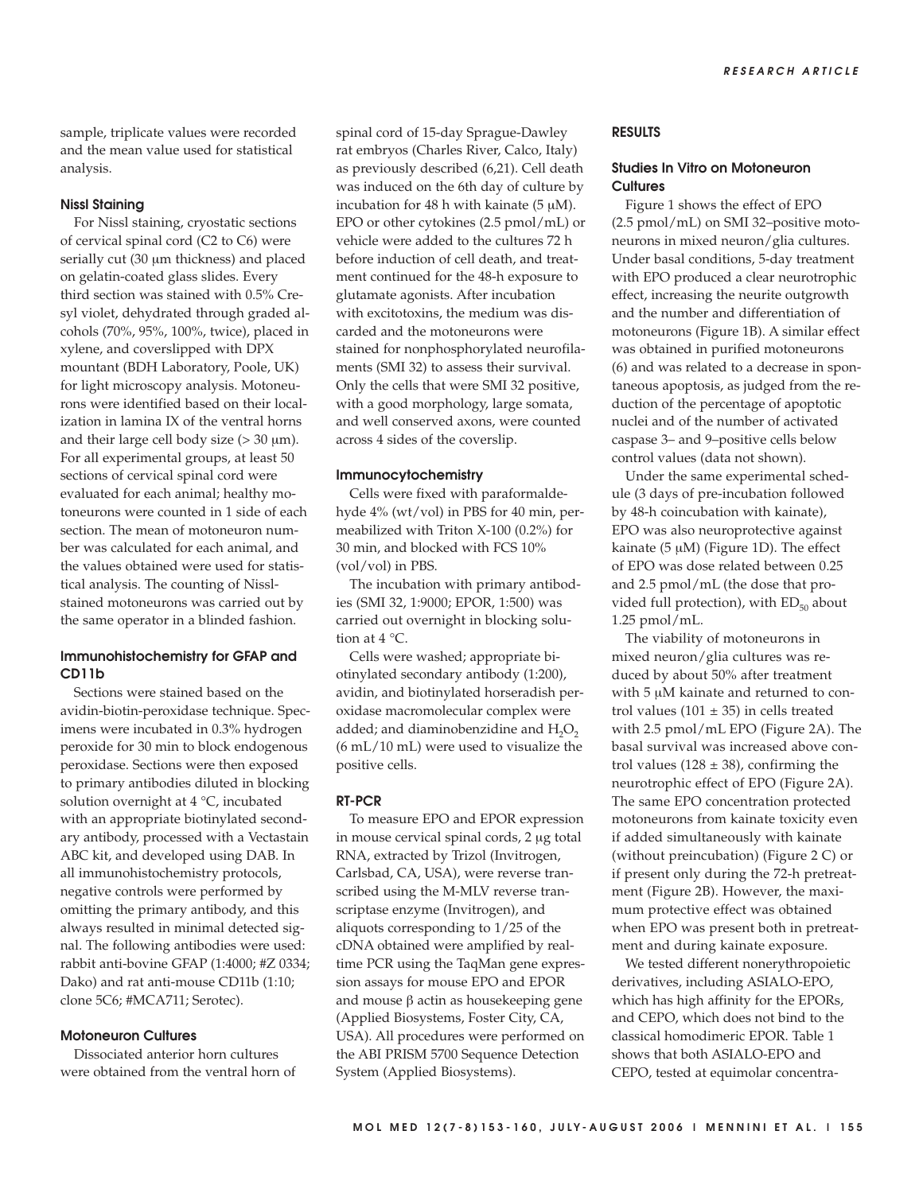sample, triplicate values were recorded and the mean value used for statistical analysis.

### Nissl Staining

For Nissl staining, cryostatic sections of cervical spinal cord (C2 to C6) were serially cut (30 μm thickness) and placed on gelatin-coated glass slides. Every third section was stained with 0.5% Cresyl violet, dehydrated through graded alcohols (70%, 95%, 100%, twice), placed in xylene, and coverslipped with DPX mountant (BDH Laboratory, Poole, UK) for light microscopy analysis. Motoneurons were identified based on their localization in lamina IX of the ventral horns and their large cell body size (> 30 μm). For all experimental groups, at least 50 sections of cervical spinal cord were evaluated for each animal; healthy motoneurons were counted in 1 side of each section. The mean of motoneuron number was calculated for each animal, and the values obtained were used for statistical analysis. The counting of Nissl-stained motoneurons was carried out by the same operator in a blinded fashion.

### Immunohistochemistry for GFAP and CD11b

Sections were stained based on the avidin-biotin-peroxidase technique. Specimens were incubated in 0.3% hydrogen peroxide for 30 min to block endogenous peroxidase. Sections were then exposed to primary antibodies diluted in blocking solution overnight at 4 °C, incubated with an appropriate biotinylated secondary antibody, processed with a Vectastain ABC kit, and developed using DAB. In all immunohistochemistry protocols, negative controls were performed by omitting the primary antibody, and this always resulted in minimal detected signal. The following antibodies were used: rabbit anti-bovine GFAP (1:4000; #Z 0334; Dako) and rat anti-mouse CD11b (1:10; clone 5C6; #MCA711; Serotec).

### Motoneuron Cultures

Dissociated anterior horn cultures were obtained from the ventral horn of spinal cord of 15-day Sprague-Dawley rat embryos (Charles River, Calco, Italy) as previously described (6,21). Cell death was induced on the 6th day of culture by incubation for 48 h with kainate (5 μM). EPO or other cytokines (2.5 pmol/mL) or vehicle were added to the cultures 72 h before induction of cell death, and treatment continued for the 48-h exposure to glutamate agonists. After incubation with excitotoxins, the medium was discarded and the motoneurons were stained for nonphosphorylated neurofilaments (SMI 32) to assess their survival. Only the cells that were SMI 32 positive, with a good morphology, large somata, and well conserved axons, were counted across 4 sides of the coverslip.

### Immunocytochemistry

Cells were fixed with paraformaldehyde 4% (wt/vol) in PBS for 40 min, permeabilized with Triton X-100 (0.2%) for 30 min, and blocked with FCS 10% (vol/vol) in PBS.

The incubation with primary antibodies (SMI 32, 1:9000; EPOR, 1:500) was carried out overnight in blocking solution at 4 °C.

Cells were washed; appropriate biotinylated secondary antibody (1:200), avidin, and biotinylated horseradish peroxidase macromolecular complex were added; and diaminobenzidine and $H_2O_2$ (6 mL/10 mL) were used to visualize the positive cells.

### RT-PCR

To measure EPO and EPOR expression in mouse cervical spinal cords, 2 μg total RNA, extracted by Trizol (Invitrogen, Carlsbad, CA, USA), were reverse transcribed using the M-MLV reverse transcriptase enzyme (Invitrogen), and aliquots corresponding to 1/25 of the cDNA obtained were amplified by real-time PCR using the TaqMan gene expression assays for mouse EPO and EPOR and mouse β actin as housekeeping gene (Applied Biosystems, Foster City, CA, USA). All procedures were performed on the ABI PRISM 5700 Sequence Detection System (Applied Biosystems).

## RESULTS

### Studies In Vitro on Motoneuron Cultures

Figure 1 shows the effect of EPO (2.5 pmol/mL) on SMI 32–positive motoneurons in mixed neuron/glia cultures. Under basal conditions, 5-day treatment with EPO produced a clear neurotrophic effect, increasing the neurite outgrowth and the number and differentiation of motoneurons (Figure 1B). A similar effect was obtained in purified motoneurons (6) and was related to a decrease in spontaneous apoptosis, as judged from the reduction of the percentage of apoptotic nuclei and of the number of activated caspase 3– and 9–positive cells below control values (data not shown).

Under the same experimental schedule (3 days of pre-incubation followed by 48-h coincubation with kainate), EPO was also neuroprotective against kainate (5 μM) (Figure 1D). The effect of EPO was dose related between 0.25 and 2.5 pmol/mL (the dose that provided full protection), with $ED_{50}$ about 1.25 pmol/mL.

The viability of motoneurons in mixed neuron/glia cultures was reduced by about 50% after treatment with 5 μM kainate and returned to control values (101 ± 35) in cells treated with 2.5 pmol/mL EPO (Figure 2A). The basal survival was increased above control values (128 ± 38), confirming the neurotrophic effect of EPO (Figure 2A). The same EPO concentration protected motoneurons from kainate toxicity even if added simultaneously with kainate (without preincubation) (Figure 2 C) or if present only during the 72-h pretreatment (Figure 2B). However, the maximum protective effect was obtained when EPO was present both in pretreatment and during kainate exposure.

We tested different nonerythropoietic derivatives, including ASIALO-EPO, which has high affinity for the EPORs, and CEPO, which does not bind to the classical homodimeric EPOR. Table 1 shows that both ASIALO-EPO and CEPO, tested at equimolar concentra-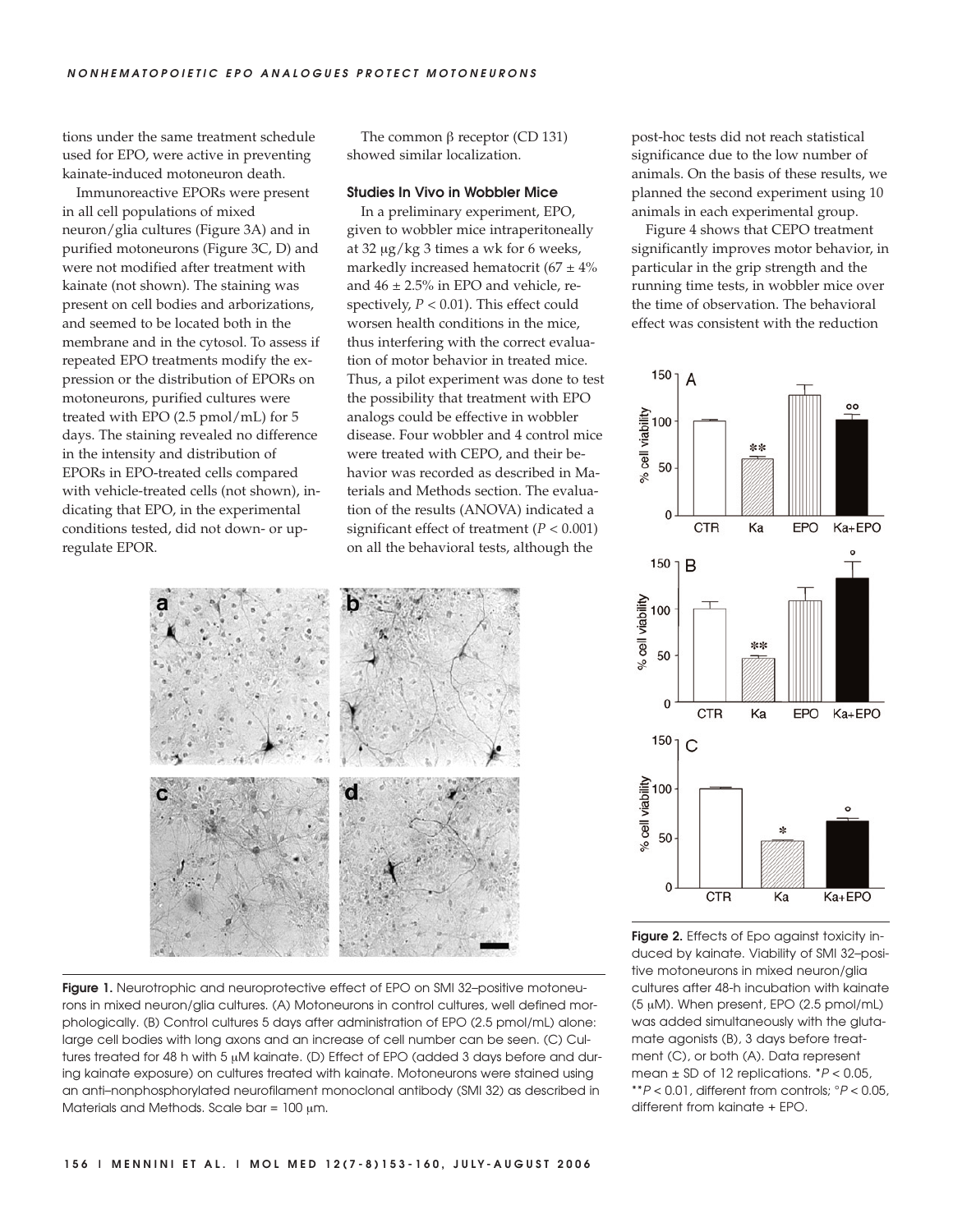tions under the same treatment schedule used for EPO, were active in preventing kainate-induced motoneuron death.

Immunoreactive EPORs were present in all cell populations of mixed neuron/glia cultures (Figure 3A) and in purified motoneurons (Figure 3C, D) and were not modified after treatment with kainate (not shown). The staining was present on cell bodies and arborizations, and seemed to be located both in the membrane and in the cytosol. To assess if repeated EPO treatments modify the expression or the distribution of EPORs on motoneurons, purified cultures were treated with EPO (2.5 pmol/mL) for 5 days. The staining revealed no difference in the intensity and distribution of EPORs in EPO-treated cells compared with vehicle-treated cells (not shown), indicating that EPO, in the experimental conditions tested, did not down- or upregulate EPOR.

The common β receptor (CD 131) showed similar localization.

### Studies In Vivo in Wobbler Mice

In a preliminary experiment, EPO, given to wobbler mice intraperitoneally at 32 μg/kg 3 times a wk for 6 weeks, markedly increased hematocrit (67 ± 4% and 46 ± 2.5% in EPO and vehicle, respectively, $P < 0.01$). This effect could worsen health conditions in the mice, thus interfering with the correct evaluation of motor behavior in treated mice. Thus, a pilot experiment was done to test the possibility that treatment with EPO analogs could be effective in wobbler disease. Four wobbler and 4 control mice were treated with CEPO, and their behavior was recorded as described in Materials and Methods section. The evaluation of the results (ANOVA) indicated a significant effect of treatment ($P < 0.001$) on all the behavioral tests, although the post-hoc tests did not reach statistical significance due to the low number of animals. On the basis of these results, we planned the second experiment using 10 animals in each experimental group.

Figure 4 shows that CEPO treatment significantly improves motor behavior, in particular in the grip strength and the running time tests, in wobbler mice over the time of observation. The behavioral effect was consistent with the reduction

**Figure 1.** Neurotrophic and neuroprotective effect of EPO on SMI 32–positive motoneurons in mixed neuron/glia cultures. (A) Motoneurons in control cultures, well defined morphologically. (B) Control cultures 5 days after administration of EPO (2.5 pmol/mL) alone: large cell bodies with long axons and an increase of cell number can be seen. (C) Cultures treated for 48 h with 5 μM kainate. (D) Effect of EPO (added 3 days before and during kainate exposure) on cultures treated with kainate. Motoneurons were stained using an anti–nonphosphorylated neurofilament monoclonal antibody (SMI 32) as described in Materials and Methods. Scale bar = 100 μm.

**Figure 2.** Effects of Epo against toxicity induced by kainate. Viability of SMI 32–positive motoneurons in mixed neuron/glia cultures after 48-h incubation with kainate (5 μM). When present, EPO (2.5 pmol/mL) was added simultaneously with the glutamate agonists (B), 3 days before treatment (C), or both (A). Data represent mean ± SD of 12 replications. $^{*}P < 0.05$, $^{**}P < 0.01$, different from controls; $^{\circ}P < 0.05$, different from kainate + EPO.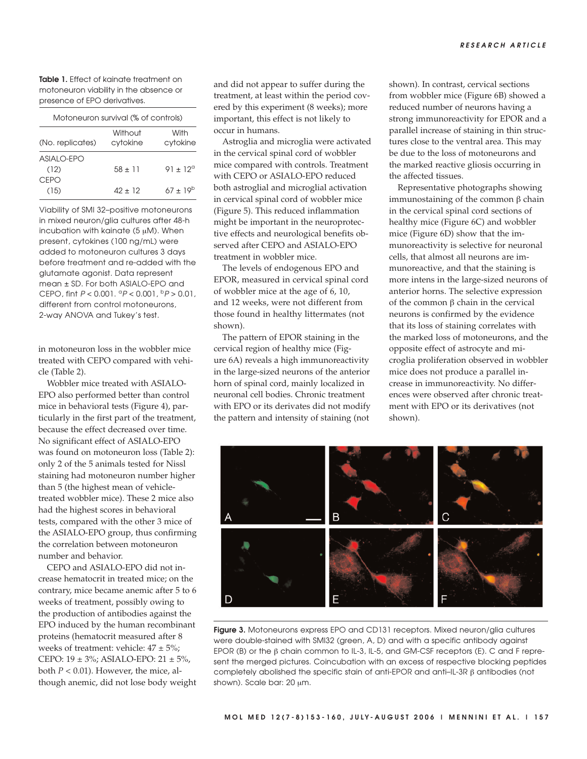**Table 1.** Effect of kainate treatment on motoneuron viability in the absence or presence of EPO derivatives.

| | Motoneuron survival (% of controls) | |
|---|---|---|
| (No. replicates) | Without cytokine | With cytokine |
| ASIALO-EPO (12) | 58 ± 11 | 91 ± 12[a] |
| CEPO (15) | 42 ± 12 | 67 ± 19[b] |

Viability of SMI 32–positive motoneurons in mixed neuron/glia cultures after 48-h incubation with kainate (5 μM). When present, cytokines (100 ng/mL) were added to motoneuron cultures 3 days before treatment and re-added with the glutamate agonist. Data represent mean ± SD. For both ASIALO-EPO and CEPO, fint $P < 0.001$. [a]$P < 0.001$, [b]$P > 0.01$, different from control motoneurons, 2-way ANOVA and Tukey's test.

in motoneuron loss in the wobbler mice treated with CEPO compared with vehicle (Table 2).

Wobbler mice treated with ASIALO-EPO also performed better than control mice in behavioral tests (Figure 4), particularly in the first part of the treatment, because the effect decreased over time. No significant effect of ASIALO-EPO was found on motoneuron loss (Table 2): only 2 of the 5 animals tested for Nissl staining had motoneuron number higher than 5 (the highest mean of vehicle-treated wobbler mice). These 2 mice also had the highest scores in behavioral tests, compared with the other 3 mice of the ASIALO-EPO group, thus confirming the correlation between motoneuron number and behavior.

CEPO and ASIALO-EPO did not increase hematocrit in treated mice; on the contrary, mice became anemic after 5 to 6 weeks of treatment, possibly owing to the production of antibodies against the EPO induced by the human recombinant proteins (hematocrit measured after 8 weeks of treatment: vehicle: 47 ± 5%; CEPO: 19 ± 3%; ASIALO-EPO: 21 ± 5%, both $P < 0.01$). However, the mice, although anemic, did not lose body weight and did not appear to suffer during the treatment, at least within the period covered by this experiment (8 weeks); more important, this effect is not likely to occur in humans.

Astroglia and microglia were activated in the cervical spinal cord of wobbler mice compared with controls. Treatment with CEPO or ASIALO-EPO reduced both astroglial and microglial activation in cervical spinal cord of wobbler mice (Figure 5). This reduced inflammation might be important in the neuroprotective effects and neurological benefits observed after CEPO and ASIALO-EPO treatment in wobbler mice.

The levels of endogenous EPO and EPOR, measured in cervical spinal cord of wobbler mice at the age of 6, 10, and 12 weeks, were not different from those found in healthy littermates (not shown).

The pattern of EPOR staining in the cervical region of healthy mice (Figure 6A) reveals a high immunoreactivity in the large-sized neurons of the anterior horn of spinal cord, mainly localized in neuronal cell bodies. Chronic treatment with EPO or its derivates did not modify the pattern and intensity of staining (not shown). In contrast, cervical sections from wobbler mice (Figure 6B) showed a reduced number of neurons having a strong immunoreactivity for EPOR and a parallel increase of staining in thin structures close to the ventral area. This may be due to the loss of motoneurons and the marked reactive gliosis occurring in the affected tissues.

Representative photographs showing immunostaining of the common β chain in the cervical spinal cord sections of healthy mice (Figure 6C) and wobbler mice (Figure 6D) show that the immunoreactivity is selective for neuronal cells, that almost all neurons are immunoreactive, and that the staining is more intens in the large-sized neurons of anterior horns. The selective expression of the common β chain in the cervical neurons is confirmed by the evidence that its loss of staining correlates with the marked loss of motoneurons, and the opposite effect of astrocyte and microglia proliferation observed in wobbler mice does not produce a parallel increase in immunoreactivity. No differences were observed after chronic treatment with EPO or its derivatives (not shown).

**Figure 3.** Motoneurons express EPO and CD131 receptors. Mixed neuron/glia cultures were double-stained with SMI32 (green, A, D) and with a specific antibody against EPOR (B) or the β chain common to IL-3, IL-5, and GM-CSF receptors (E). C and F represent the merged pictures. Coincubation with an excess of respective blocking peptides completely abolished the specific stain of anti-EPOR and anti–IL-3R β antibodies (not shown). Scale bar: 20 μm.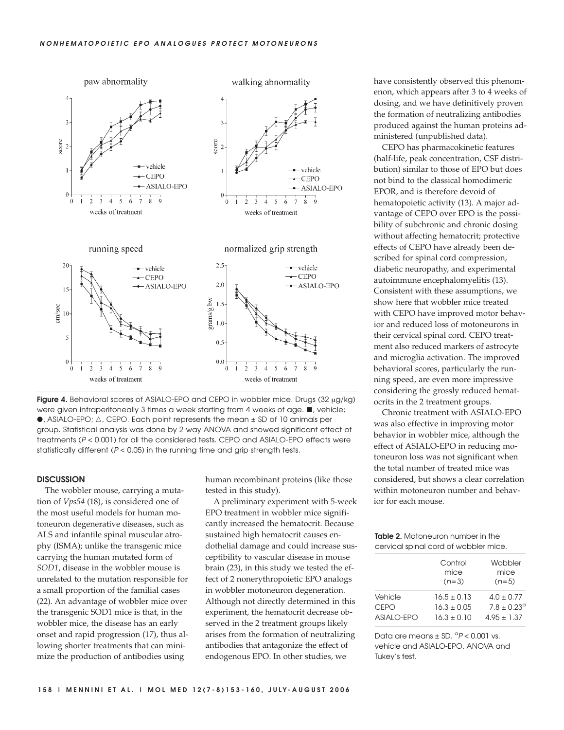**Figure 4.** Behavioral scores of ASIALO-EPO and CEPO in wobbler mice. Drugs (32 μg/kg) were given intraperitoneally 3 times a week starting from 4 weeks of age. ■, vehicle; ●, ASIALO-EPO; △, CEPO. Each point represents the mean ± SD of 10 animals per group. Statistical analysis was done by 2-way ANOVA and showed significant effect of treatments ($P < 0.001$) for all the considered tests. CEPO and ASIALO-EPO effects were statistically different ($P < 0.05$) in the running time and grip strength tests.

## DISCUSSION

The wobbler mouse, carrying a mutation of *Vps54* (18), is considered one of the most useful models for human motoneuron degenerative diseases, such as ALS and infantile spinal muscular atrophy (ISMA); unlike the transgenic mice carrying the human mutated form of *SOD1*, disease in the wobbler mouse is unrelated to the mutation responsible for a small proportion of the familial cases (22). An advantage of wobbler mice over the transgenic SOD1 mice is that, in the wobbler mice, the disease has an early onset and rapid progression (17), thus allowing shorter treatments that can minimize the production of antibodies using human recombinant proteins (like those tested in this study).

A preliminary experiment with 5-week EPO treatment in wobbler mice significantly increased the hematocrit. Because sustained high hematocrit causes endothelial damage and could increase susceptibility to vascular disease in mouse brain (23), in this study we tested the effect of 2 nonerythropoietic EPO analogs in wobbler motoneuron degeneration. Although not directly determined in this experiment, the hematocrit decrease observed in the 2 treatment groups likely arises from the formation of neutralizing antibodies that antagonize the effect of endogenous EPO. In other studies, we have consistently observed this phenomenon, which appears after 3 to 4 weeks of dosing, and we have definitively proven the formation of neutralizing antibodies produced against the human proteins administered (unpublished data).

CEPO has pharmacokinetic features (half-life, peak concentration, CSF distribution) similar to those of EPO but does not bind to the classical homodimeric EPOR, and is therefore devoid of hematopoietic activity (13). A major advantage of CEPO over EPO is the possibility of subchronic and chronic dosing without affecting hematocrit; protective effects of CEPO have already been described for spinal cord compression, diabetic neuropathy, and experimental autoimmune encephalomyelitis (13). Consistent with these assumptions, we show here that wobbler mice treated with CEPO have improved motor behavior and reduced loss of motoneurons in their cervical spinal cord. CEPO treatment also reduced markers of astrocyte and microglia activation. The improved behavioral scores, particularly the running speed, are even more impressive considering the grossly reduced hematocrits in the 2 treatment groups.

Chronic treatment with ASIALO-EPO was also effective in improving motor behavior in wobbler mice, although the effect of ASIALO-EPO in reducing motoneuron loss was not significant when the total number of treated mice was considered, but shows a clear correlation within motoneuron number and behavior for each mouse.

**Table 2.** Motoneuron number in the cervical spinal cord of wobbler mice.

| | Control mice ($n$=3) | Wobbler mice ($n$=5) |
|---|---|---|
| Vehicle | 16.5 ± 0.13 | 4.0 ± 0.77 |
| CEPO | 16.3 ± 0.05 | 7.8 ± 0.23[a] |
| ASIALO-EPO | 16.3 ± 0.10 | 4.95 ± 1.37 |

Data are means ± SD. [a]$P < 0.001$ vs. vehicle and ASIALO-EPO, ANOVA and Tukey's test.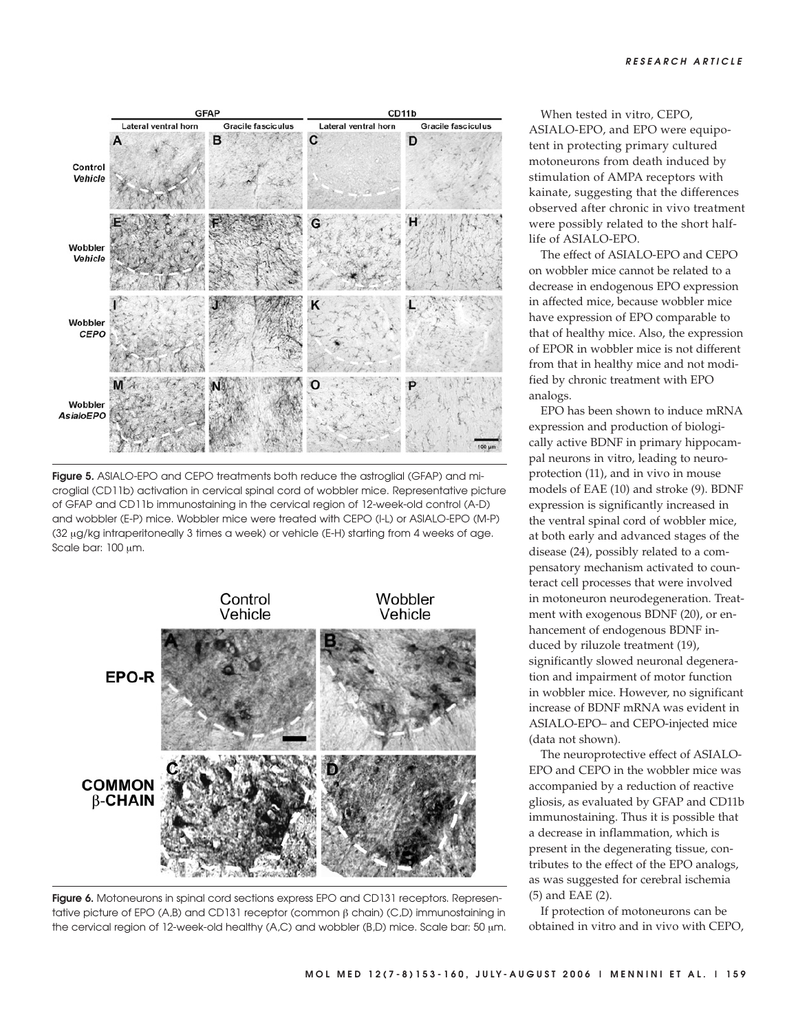Figure 5. ASIALO-EPO and CEPO treatments both reduce the astroglial (GFAP) and microglial (CD11b) activation in cervical spinal cord of wobbler mice. Representative picture of GFAP and CD11b immunostaining in the cervical region of 12-week-old control (A-D) and wobbler (E-P) mice. Wobbler mice were treated with CEPO (I-L) or ASIALO-EPO (M-P) (32 μg/kg intraperitoneally 3 times a week) or vehicle (E-H) starting from 4 weeks of age. Scale bar: 100 μm.

Figure 6. Motoneurons in spinal cord sections express EPO and CD131 receptors. Representative picture of EPO (A,B) and CD131 receptor (common β chain) (C,D) immunostaining in the cervical region of 12-week-old healthy (A,C) and wobbler (B,D) mice. Scale bar: 50 μm.

When tested in vitro, CEPO, ASIALO-EPO, and EPO were equipotent in protecting primary cultured motoneurons from death induced by stimulation of AMPA receptors with kainate, suggesting that the differences observed after chronic in vivo treatment were possibly related to the short half-life of ASIALO-EPO.

The effect of ASIALO-EPO and CEPO on wobbler mice cannot be related to a decrease in endogenous EPO expression in affected mice, because wobbler mice have expression of EPO comparable to that of healthy mice. Also, the expression of EPOR in wobbler mice is not different from that in healthy mice and not modified by chronic treatment with EPO analogs.

EPO has been shown to induce mRNA expression and production of biologically active BDNF in primary hippocampal neurons in vitro, leading to neuroprotection (11), and in vivo in mouse models of EAE (10) and stroke (9). BDNF expression is significantly increased in the ventral spinal cord of wobbler mice, at both early and advanced stages of the disease (24), possibly related to a compensatory mechanism activated to counteract cell processes that were involved in motoneuron neurodegeneration. Treatment with exogenous BDNF (20), or enhancement of endogenous BDNF induced by riluzole treatment (19), significantly slowed neuronal degeneration and impairment of motor function in wobbler mice. However, no significant increase of BDNF mRNA was evident in ASIALO-EPO– and CEPO-injected mice (data not shown).

The neuroprotective effect of ASIALO-EPO and CEPO in the wobbler mice was accompanied by a reduction of reactive gliosis, as evaluated by GFAP and CD11b immunostaining. Thus it is possible that a decrease in inflammation, which is present in the degenerating tissue, contributes to the effect of the EPO analogs, as was suggested for cerebral ischemia (5) and EAE (2).

If protection of motoneurons can be obtained in vitro and in vivo with CEPO,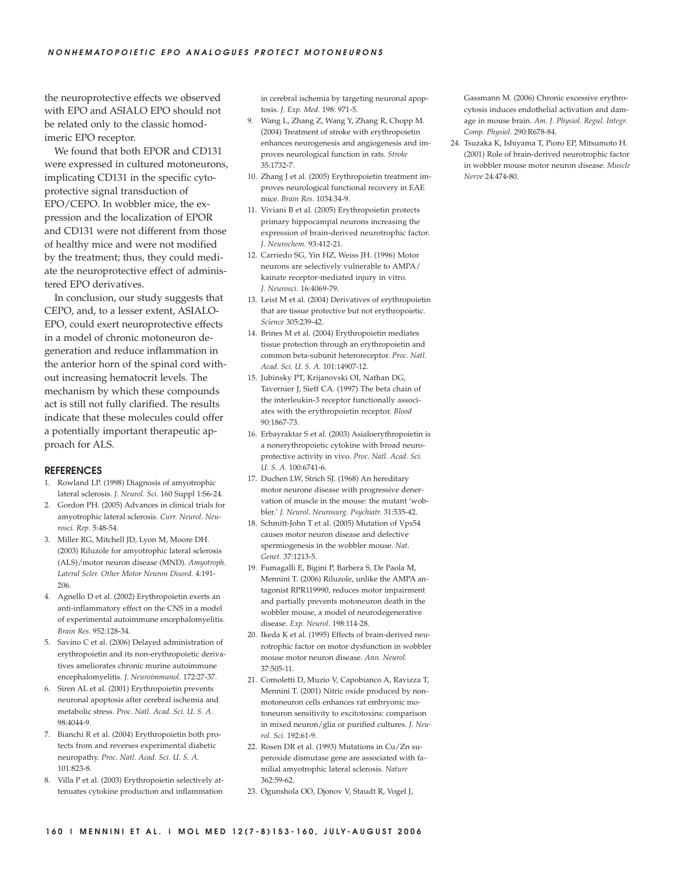the neuroprotective effects we observed with EPO and ASIALO EPO should not be related only to the classic homodimeric EPO receptor.

We found that both EPOR and CD131 were expressed in cultured motoneurons, implicating CD131 in the specific cytoprotective signal transduction of EPO/CEPO. In wobbler mice, the expression and the localization of EPOR and CD131 were not different from those of healthy mice and were not modified by the treatment; thus, they could mediate the neuroprotective effect of administered EPO derivatives.

In conclusion, our study suggests that CEPO, and, to a lesser extent, ASIALO-EPO, could exert neuroprotective effects in a model of chronic motoneuron degeneration and reduce inflammation in the anterior horn of the spinal cord without increasing hematocrit levels. The mechanism by which these compounds act is still not fully clarified. The results indicate that these molecules could offer a potentially important therapeutic approach for ALS.

## REFERENCES

1. Rowland LP. (1998) Diagnosis of amyotrophic lateral sclerosis. *J. Neurol. Sci.* 160 Suppl 1:S6-24.
2. Gordon PH. (2005) Advances in clinical trials for amyotrophic lateral sclerosis. *Curr. Neurol. Neurosci. Rep.* 5:48-54.
3. Miller RG, Mitchell JD, Lyon M, Moore DH. (2003) Riluzole for amyotrophic lateral sclerosis (ALS)/motor neuron disease (MND). *Amyotroph. Lateral Scler. Other Motor Neuron Disord.* 4:191-206.
4. Agnello D et al. (2002) Erythropoietin exerts an anti-inflammatory effect on the CNS in a model of experimental autoimmune encephalomyelitis. *Brain Res.* 952:128-34.
5. Savino C et al. (2006) Delayed administration of erythropoietin and its non-erythropoietic derivatives ameliorates chronic murine autoimmune encephalomyelitis. *J. Neuroimmunol.* 172:27-37.
6. Siren AL et al. (2001) Erythropoietin prevents neuronal apoptosis after cerebral ischemia and metabolic stress. *Proc. Natl. Acad. Sci. U. S. A.* 98:4044-9.
7. Bianchi R et al. (2004) Erythropoietin both protects from and reverses experimental diabetic neuropathy. *Proc. Natl. Acad. Sci. U. S. A.* 101:823-8.
8. Villa P et al. (2003) Erythropoietin selectively attenuates cytokine production and inflammation in cerebral ischemia by targeting neuronal apoptosis. *J. Exp. Med.* 198: 971-5.
9. Wang L, Zhang Z, Wang Y, Zhang R, Chopp M. (2004) Treatment of stroke with erythropoietin enhances neurogenesis and angiogenesis and improves neurological function in rats. *Stroke* 35:1732-7.
10. Zhang J et al. (2005) Erythropoietin treatment improves neurological functional recovery in EAE mice. *Brain Res.* 1034:34-9.
11. Viviani B et al. (2005) Erythropoietin protects primary hippocampal neurons increasing the expression of brain-derived neurotrophic factor. *J. Neurochem.* 93:412-21.
12. Carriedo SG, Yin HZ, Weiss JH. (1996) Motor neurons are selectively vulnerable to AMPA/kainate receptor-mediated injury in vitro. *J. Neurosci.* 16:4069-79.
13. Leist M et al. (2004) Derivatives of erythropoietin that are tissue protective but not erythropoietic. *Science* 305:239-42.
14. Brines M et al. (2004) Erythropoietin mediates tissue protection through an erythropoietin and common beta-subunit heteroreceptor. *Proc. Natl. Acad. Sci. U. S. A.* 101:14907-12.
15. Jubinsky PT, Krijanovski OI, Nathan DG, Tavernier J, Sieff CA. (1997) The beta chain of the interleukin-3 receptor functionally associates with the erythropoietin receptor. *Blood* 90:1867-73.
16. Erbayraktar S et al. (2003) Asialoerythropoietin is a nonerythropoietic cytokine with broad neuroprotective activity in vivo. *Proc. Natl. Acad. Sci. U. S. A.* 100:6741-6.
17. Duchen LW, Strich SJ. (1968) An hereditary motor neurone disease with progressive denervation of muscle in the mouse: the mutant 'wobbler.' *J. Neurol. Neurosurg. Psychiatr.* 31:535-42.
18. Schmitt-John T et al. (2005) Mutation of Vps54 causes motor neuron disease and defective spermiogenesis in the wobbler mouse. *Nat. Genet.* 37:1213-5.
19. Fumagalli E, Bigini P, Barbera S, De Paola M, Mennini T. (2006) Riluzole, unlike the AMPA antagonist RPR119990, reduces motor impairment and partially prevents motoneuron death in the wobbler mouse, a model of neurodegenerative disease. *Exp. Neurol.* 198:114-28.
20. Ikeda K et al. (1995) Effects of brain-derived neurotrophic factor on motor dysfunction in wobbler mouse motor neuron disease. *Ann. Neurol.* 37:505-11.
21. Comoletti D, Muzio V, Capobianco A, Ravizza T, Mennini T. (2001) Nitric oxide produced by non-motoneuron cells enhances rat embryonic motoneuron sensitivity to excitotoxins: comparison in mixed neuron/glia or purified cultures. *J. Neurol. Sci.* 192:61-9.
22. Rosen DR et al. (1993) Mutations in Cu/Zn superoxide dismutase gene are associated with familial amyotrophic lateral sclerosis. *Nature* 362:59-62.
23. Ogunshola OO, Djonov V, Staudt R, Vogel J, Gassmann M. (2006) Chronic excessive erythrocytosis induces endothelial activation and damage in mouse brain. *Am. J. Physiol. Regul. Integr. Comp. Physiol.* 290:R678-84.
24. Tsuzaka K, Ishiyama T, Pioro EP, Mitsumoto H. (2001) Role of brain-derived neurotrophic factor in wobbler mouse motor neuron disease. *Muscle Nerve* 24:474-80.